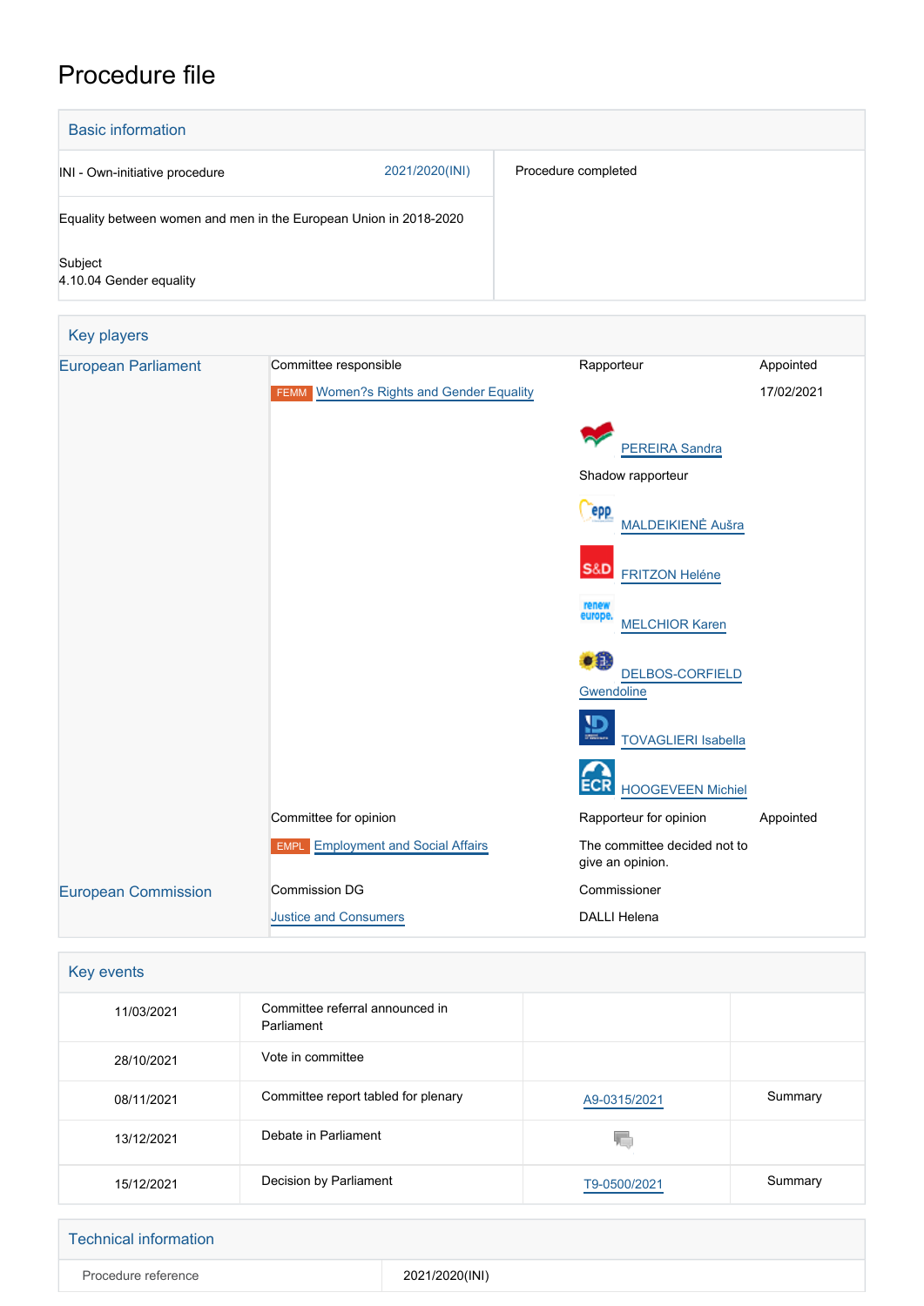# Procedure file

## Basic information

| | |
|---|---|
| INI - Own-initiative procedure 2021/2020(INI) | Procedure completed |
| Equality between women and men in the European Union in 2018-2020 | |
| Subject<br>4.10.04 Gender equality | |

## Key players

| | Committee responsible | Rapporteur | Appointed |
|---|---|---|---|
| European Parliament | FEMM Women?s Rights and Gender Equality | | 17/02/2021 |
| | | PEREIRA Sandra | |
| | | Shadow rapporteur | |
| | | MALDEIKIENĖ Aušra | |
| | | FRITZON Heléne | |
| | | MELCHIOR Karen | |
| | | DELBOS-CORFIELD Gwendoline | |
| | | TOVAGLIERI Isabella | |
| | | HOOGEVEEN Michiel | |
| | Committee for opinion | Rapporteur for opinion | Appointed |
| | EMPL Employment and Social Affairs | The committee decided not to give an opinion. | |
| European Commission | Commission DG | Commissioner | |
| | Justice and Consumers | DALLI Helena | |

## Key events

| | | | |
|---|---|---|---|
| 11/03/2021 | Committee referral announced in Parliament | | |
| 28/10/2021 | Vote in committee | | |
| 08/11/2021 | Committee report tabled for plenary | A9-0315/2021 | Summary |
| 13/12/2021 | Debate in Parliament | | |
| 15/12/2021 | Decision by Parliament | T9-0500/2021 | Summary |

## Technical information

| | |
|---|---|
| Procedure reference | 2021/2020(INI) |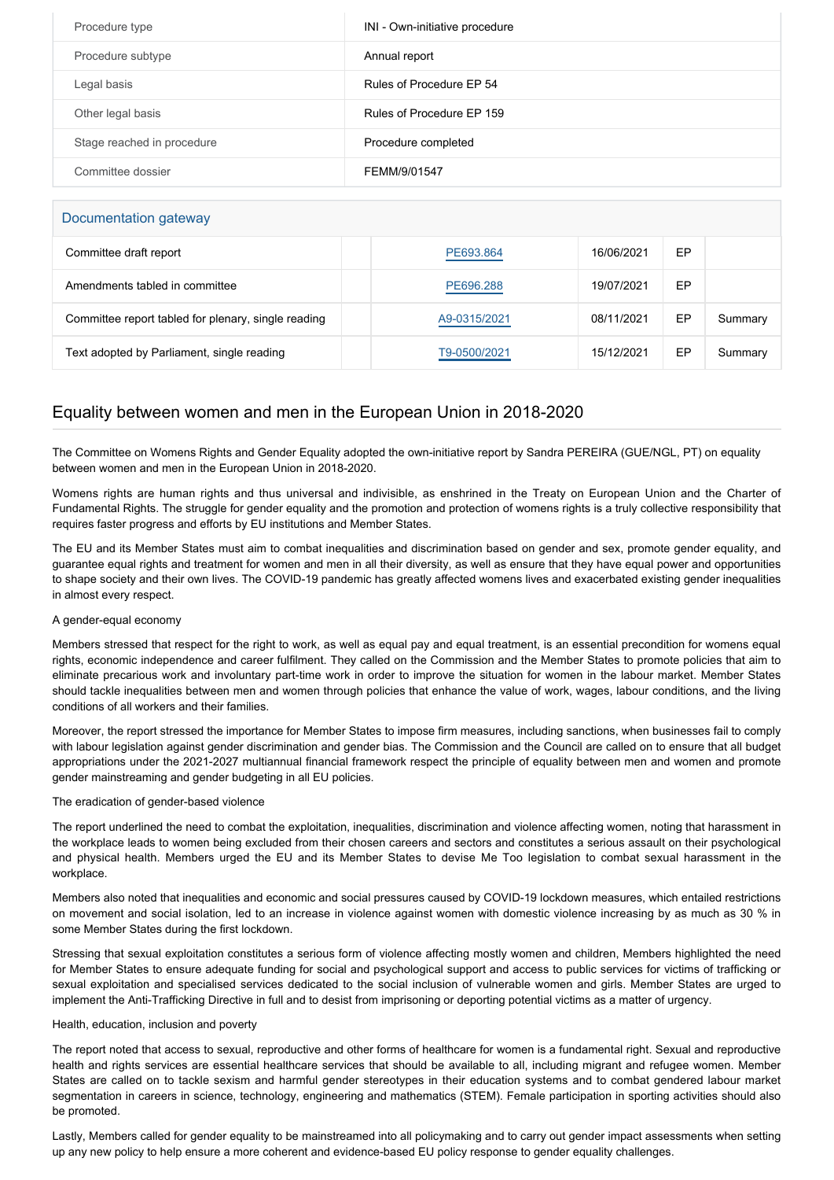| | |
|---|---|
| Procedure type | INI - Own-initiative procedure |
| Procedure subtype | Annual report |
| Legal basis | Rules of Procedure EP 54 |
| Other legal basis | Rules of Procedure EP 159 |
| Stage reached in procedure | Procedure completed |
| Committee dossier | FEMM/9/01547 |

## Documentation gateway

| | | | | | |
|---|---|---|---|---|---|
| Committee draft report | | PE693.864 | 16/06/2021 | EP | |
| Amendments tabled in committee | | PE696.288 | 19/07/2021 | EP | |
| Committee report tabled for plenary, single reading | | A9-0315/2021 | 08/11/2021 | EP | Summary |
| Text adopted by Parliament, single reading | | T9-0500/2021 | 15/12/2021 | EP | Summary |

## Equality between women and men in the European Union in 2018-2020

The Committee on Womens Rights and Gender Equality adopted the own-initiative report by Sandra PEREIRA (GUE/NGL, PT) on equality between women and men in the European Union in 2018-2020.

Womens rights are human rights and thus universal and indivisible, as enshrined in the Treaty on European Union and the Charter of Fundamental Rights. The struggle for gender equality and the promotion and protection of womens rights is a truly collective responsibility that requires faster progress and efforts by EU institutions and Member States.

The EU and its Member States must aim to combat inequalities and discrimination based on gender and sex, promote gender equality, and guarantee equal rights and treatment for women and men in all their diversity, as well as ensure that they have equal power and opportunities to shape society and their own lives. The COVID-19 pandemic has greatly affected womens lives and exacerbated existing gender inequalities in almost every respect.

A gender-equal economy

Members stressed that respect for the right to work, as well as equal pay and equal treatment, is an essential precondition for womens equal rights, economic independence and career fulfilment. They called on the Commission and the Member States to promote policies that aim to eliminate precarious work and involuntary part-time work in order to improve the situation for women in the labour market. Member States should tackle inequalities between men and women through policies that enhance the value of work, wages, labour conditions, and the living conditions of all workers and their families.

Moreover, the report stressed the importance for Member States to impose firm measures, including sanctions, when businesses fail to comply with labour legislation against gender discrimination and gender bias. The Commission and the Council are called on to ensure that all budget appropriations under the 2021-2027 multiannual financial framework respect the principle of equality between men and women and promote gender mainstreaming and gender budgeting in all EU policies.

The eradication of gender-based violence

The report underlined the need to combat the exploitation, inequalities, discrimination and violence affecting women, noting that harassment in the workplace leads to women being excluded from their chosen careers and sectors and constitutes a serious assault on their psychological and physical health. Members urged the EU and its Member States to devise Me Too legislation to combat sexual harassment in the workplace.

Members also noted that inequalities and economic and social pressures caused by COVID-19 lockdown measures, which entailed restrictions on movement and social isolation, led to an increase in violence against women with domestic violence increasing by as much as 30 % in some Member States during the first lockdown.

Stressing that sexual exploitation constitutes a serious form of violence affecting mostly women and children, Members highlighted the need for Member States to ensure adequate funding for social and psychological support and access to public services for victims of trafficking or sexual exploitation and specialised services dedicated to the social inclusion of vulnerable women and girls. Member States are urged to implement the Anti-Trafficking Directive in full and to desist from imprisoning or deporting potential victims as a matter of urgency.

Health, education, inclusion and poverty

The report noted that access to sexual, reproductive and other forms of healthcare for women is a fundamental right. Sexual and reproductive health and rights services are essential healthcare services that should be available to all, including migrant and refugee women. Member States are called on to tackle sexism and harmful gender stereotypes in their education systems and to combat gendered labour market segmentation in careers in science, technology, engineering and mathematics (STEM). Female participation in sporting activities should also be promoted.

Lastly, Members called for gender equality to be mainstreamed into all policymaking and to carry out gender impact assessments when setting up any new policy to help ensure a more coherent and evidence-based EU policy response to gender equality challenges.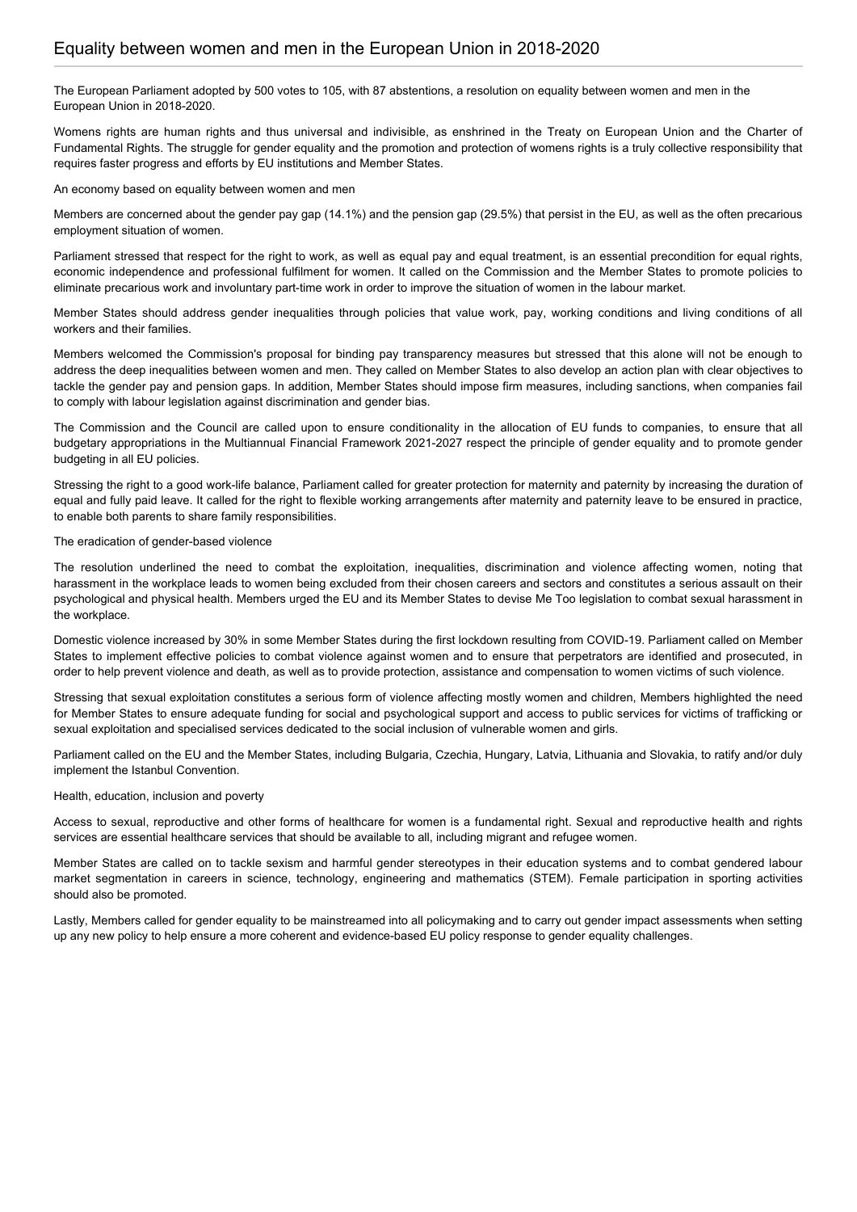# Equality between women and men in the European Union in 2018-2020

The European Parliament adopted by 500 votes to 105, with 87 abstentions, a resolution on equality between women and men in the European Union in 2018-2020.

Womens rights are human rights and thus universal and indivisible, as enshrined in the Treaty on European Union and the Charter of Fundamental Rights. The struggle for gender equality and the promotion and protection of womens rights is a truly collective responsibility that requires faster progress and efforts by EU institutions and Member States.

## An economy based on equality between women and men

Members are concerned about the gender pay gap (14.1%) and the pension gap (29.5%) that persist in the EU, as well as the often precarious employment situation of women.

Parliament stressed that respect for the right to work, as well as equal pay and equal treatment, is an essential precondition for equal rights, economic independence and professional fulfilment for women. It called on the Commission and the Member States to promote policies to eliminate precarious work and involuntary part-time work in order to improve the situation of women in the labour market.

Member States should address gender inequalities through policies that value work, pay, working conditions and living conditions of all workers and their families.

Members welcomed the Commission's proposal for binding pay transparency measures but stressed that this alone will not be enough to address the deep inequalities between women and men. They called on Member States to also develop an action plan with clear objectives to tackle the gender pay and pension gaps. In addition, Member States should impose firm measures, including sanctions, when companies fail to comply with labour legislation against discrimination and gender bias.

The Commission and the Council are called upon to ensure conditionality in the allocation of EU funds to companies, to ensure that all budgetary appropriations in the Multiannual Financial Framework 2021-2027 respect the principle of gender equality and to promote gender budgeting in all EU policies.

Stressing the right to a good work-life balance, Parliament called for greater protection for maternity and paternity by increasing the duration of equal and fully paid leave. It called for the right to flexible working arrangements after maternity and paternity leave to be ensured in practice, to enable both parents to share family responsibilities.

## The eradication of gender-based violence

The resolution underlined the need to combat the exploitation, inequalities, discrimination and violence affecting women, noting that harassment in the workplace leads to women being excluded from their chosen careers and sectors and constitutes a serious assault on their psychological and physical health. Members urged the EU and its Member States to devise Me Too legislation to combat sexual harassment in the workplace.

Domestic violence increased by 30% in some Member States during the first lockdown resulting from COVID-19. Parliament called on Member States to implement effective policies to combat violence against women and to ensure that perpetrators are identified and prosecuted, in order to help prevent violence and death, as well as to provide protection, assistance and compensation to women victims of such violence.

Stressing that sexual exploitation constitutes a serious form of violence affecting mostly women and children, Members highlighted the need for Member States to ensure adequate funding for social and psychological support and access to public services for victims of trafficking or sexual exploitation and specialised services dedicated to the social inclusion of vulnerable women and girls.

Parliament called on the EU and the Member States, including Bulgaria, Czechia, Hungary, Latvia, Lithuania and Slovakia, to ratify and/or duly implement the Istanbul Convention.

## Health, education, inclusion and poverty

Access to sexual, reproductive and other forms of healthcare for women is a fundamental right. Sexual and reproductive health and rights services are essential healthcare services that should be available to all, including migrant and refugee women.

Member States are called on to tackle sexism and harmful gender stereotypes in their education systems and to combat gendered labour market segmentation in careers in science, technology, engineering and mathematics (STEM). Female participation in sporting activities should also be promoted.

Lastly, Members called for gender equality to be mainstreamed into all policymaking and to carry out gender impact assessments when setting up any new policy to help ensure a more coherent and evidence-based EU policy response to gender equality challenges.